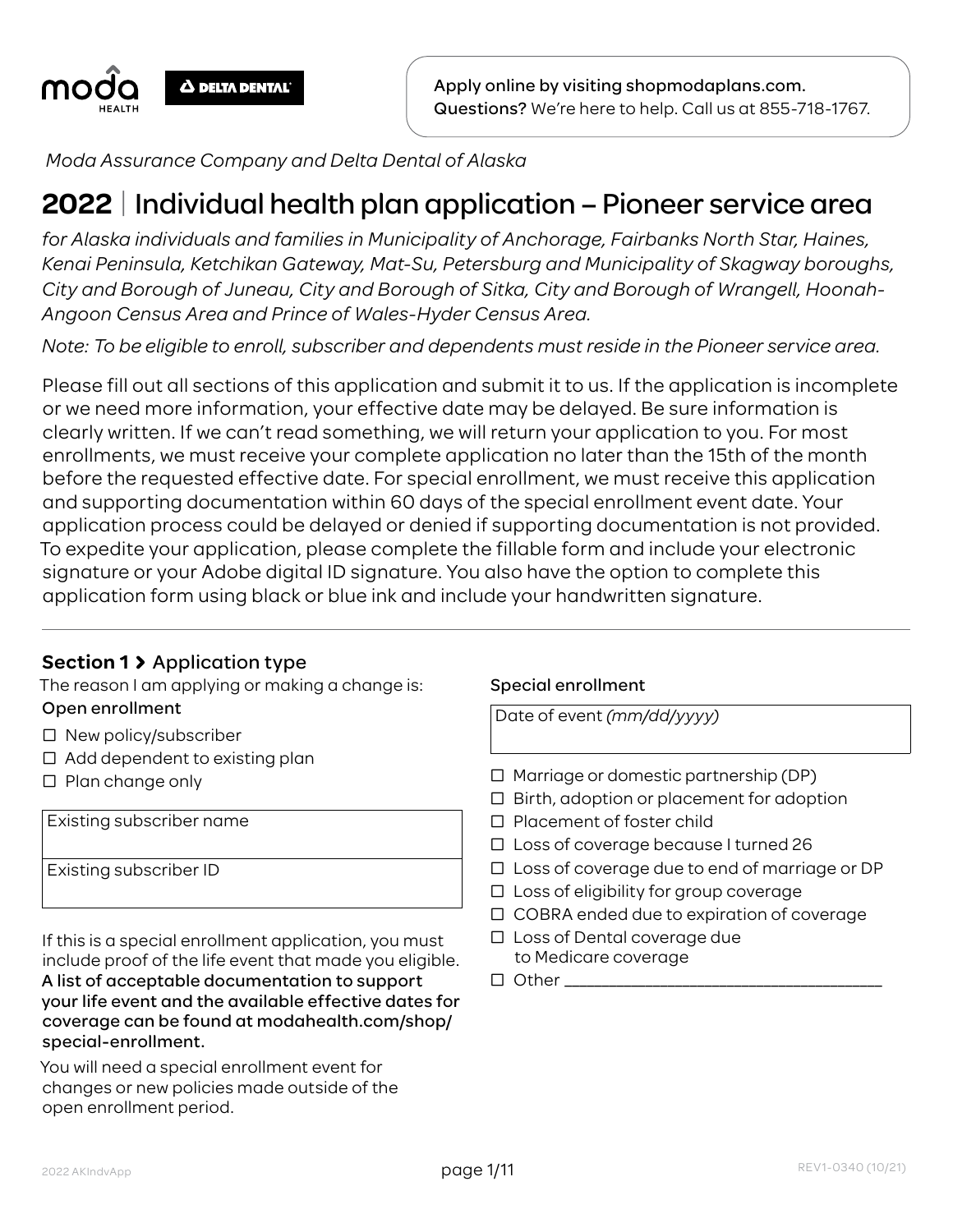moda HEALTH | DELTA DENTAL

Apply online by visiting shopmodaplans.com.
**Questions?** We're here to help. Call us at 855-718-1767.

*Moda Assurance Company and Delta Dental of Alaska*

# 2022 | Individual health plan application – Pioneer service area

*for Alaska individuals and families in Municipality of Anchorage, Fairbanks North Star, Haines, Kenai Peninsula, Ketchikan Gateway, Mat-Su, Petersburg and Municipality of Skagway boroughs, City and Borough of Juneau, City and Borough of Sitka, City and Borough of Wrangell, Hoonah-Angoon Census Area and Prince of Wales-Hyder Census Area.*

*Note: To be eligible to enroll, subscriber and dependents must reside in the Pioneer service area.*

Please fill out all sections of this application and submit it to us. If the application is incomplete or we need more information, your effective date may be delayed. Be sure information is clearly written. If we can't read something, we will return your application to you. For most enrollments, we must receive your complete application no later than the 15th of the month before the requested effective date. For special enrollment, we must receive this application and supporting documentation within 60 days of the special enrollment event date. Your application process could be delayed or denied if supporting documentation is not provided. To expedite your application, please complete the fillable form and include your electronic signature or your Adobe digital ID signature. You also have the option to complete this application form using black or blue ink and include your handwritten signature.

## Section 1 › Application type

The reason I am applying or making a change is:

**Open enrollment**

- ☐ New policy/subscriber
- ☐ Add dependent to existing plan
- ☐ Plan change only

| Existing subscriber name |
|---|
| Existing subscriber ID |

If this is a special enrollment application, you must include proof of the life event that made you eligible. **A list of acceptable documentation to support your life event and the available effective dates for coverage can be found at modahealth.com/shop/special-enrollment.**

You will need a special enrollment event for changes or new policies made outside of the open enrollment period.

**Special enrollment**

| Date of event *(mm/dd/yyyy)* |
|---|

- ☐ Marriage or domestic partnership (DP)
- ☐ Birth, adoption or placement for adoption
- ☐ Placement of foster child
- ☐ Loss of coverage because I turned 26
- ☐ Loss of coverage due to end of marriage or DP
- ☐ Loss of eligibility for group coverage
- ☐ COBRA ended due to expiration of coverage
- ☐ Loss of Dental coverage due to Medicare coverage
- ☐ Other ___________________________________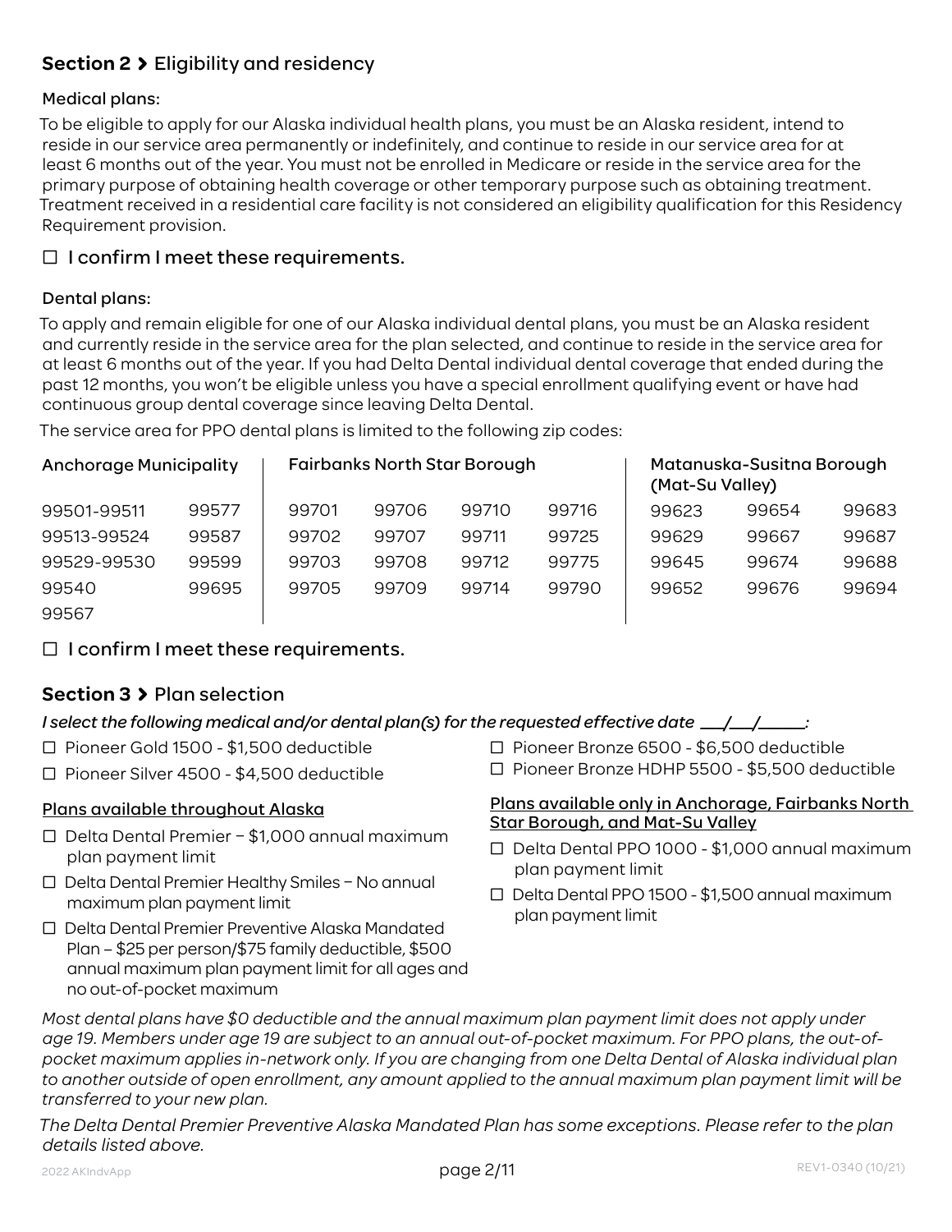## **Section 2 ›** Eligibility and residency

### Medical plans:

To be eligible to apply for our Alaska individual health plans, you must be an Alaska resident, intend to reside in our service area permanently or indefinitely, and continue to reside in our service area for at least 6 months out of the year. You must not be enrolled in Medicare or reside in the service area for the primary purpose of obtaining health coverage or other temporary purpose such as obtaining treatment. Treatment received in a residential care facility is not considered an eligibility qualification for this Residency Requirement provision.

☐ I confirm I meet these requirements.

### Dental plans:

To apply and remain eligible for one of our Alaska individual dental plans, you must be an Alaska resident and currently reside in the service area for the plan selected, and continue to reside in the service area for at least 6 months out of the year. If you had Delta Dental individual dental coverage that ended during the past 12 months, you won't be eligible unless you have a special enrollment qualifying event or have had continuous group dental coverage since leaving Delta Dental.

The service area for PPO dental plans is limited to the following zip codes:

| Anchorage Municipality | | Fairbanks North Star Borough | | | | Matanuska-Susitna Borough (Mat-Su Valley) | | |
|---|---|---|---|---|---|---|---|---|
| 99501-99511 | 99577 | 99701 | 99706 | 99710 | 99716 | 99623 | 99654 | 99683 |
| 99513-99524 | 99587 | 99702 | 99707 | 99711 | 99725 | 99629 | 99667 | 99687 |
| 99529-99530 | 99599 | 99703 | 99708 | 99712 | 99775 | 99645 | 99674 | 99688 |
| 99540 | 99695 | 99705 | 99709 | 99714 | 99790 | 99652 | 99676 | 99694 |
| 99567 | | | | | | | | |

☐ I confirm I meet these requirements.

## **Section 3 ›** Plan selection

*I select the following medical and/or dental plan(s) for the requested effective date \_\_\_/\_\_\_/\_\_\_\_\_:*

- ☐ Pioneer Gold 1500 - $1,500 deductible
- ☐ Pioneer Silver 4500 - $4,500 deductible
- ☐ Pioneer Bronze 6500 - $6,500 deductible
- ☐ Pioneer Bronze HDHP 5500 - $5,500 deductible

<u>Plans available throughout Alaska</u>

- ☐ Delta Dental Premier – $1,000 annual maximum plan payment limit
- ☐ Delta Dental Premier Healthy Smiles – No annual maximum plan payment limit
- ☐ Delta Dental Premier Preventive Alaska Mandated Plan – $25 per person/$75 family deductible, $500 annual maximum plan payment limit for all ages and no out-of-pocket maximum

<u>Plans available only in Anchorage, Fairbanks North Star Borough, and Mat-Su Valley</u>

- ☐ Delta Dental PPO 1000 - $1,000 annual maximum plan payment limit
- ☐ Delta Dental PPO 1500 - $1,500 annual maximum plan payment limit

*Most dental plans have $0 deductible and the annual maximum plan payment limit does not apply under age 19. Members under age 19 are subject to an annual out-of-pocket maximum. For PPO plans, the out-of-pocket maximum applies in-network only. If you are changing from one Delta Dental of Alaska individual plan to another outside of open enrollment, any amount applied to the annual maximum plan payment limit will be transferred to your new plan.*

*The Delta Dental Premier Preventive Alaska Mandated Plan has some exceptions. Please refer to the plan details listed above.*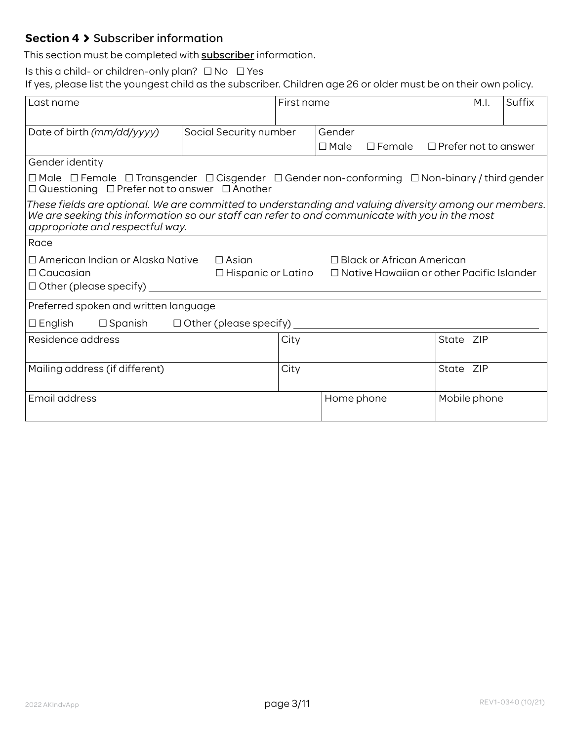## Section 4 › Subscriber information

This section must be completed with **subscriber** information.

Is this a child- or children-only plan? ☐ No ☐ Yes

If yes, please list the youngest child as the subscriber. Children age 26 or older must be on their own policy.

| Last name | | First name | M.I. | Suffix |
|---|---|---|---|---|
| | | | | |

| Date of birth *(mm/dd/yyyy)* | Social Security number | Gender<br>☐ Male ☐ Female ☐ Prefer not to answer |
|---|---|---|
| | | |

Gender identity

☐ Male ☐ Female ☐ Transgender ☐ Cisgender ☐ Gender non-conforming ☐ Non-binary / third gender ☐ Questioning ☐ Prefer not to answer ☐ Another

*These fields are optional. We are committed to understanding and valuing diversity among our members. We are seeking this information so our staff can refer to and communicate with you in the most appropriate and respectful way.*

Race

☐ American Indian or Alaska Native ☐ Asian ☐ Black or African American
☐ Caucasian ☐ Hispanic or Latino ☐ Native Hawaiian or other Pacific Islander
☐ Other (please specify) ____________________

Preferred spoken and written language

☐ English ☐ Spanish ☐ Other (please specify) ____________________

| Residence address | City | State | ZIP |
|---|---|---|---|
| | | | |
| **Mailing address (if different)** | **City** | **State** | **ZIP** |
| | | | |

| Email address | Home phone | Mobile phone |
|---|---|---|
| | | |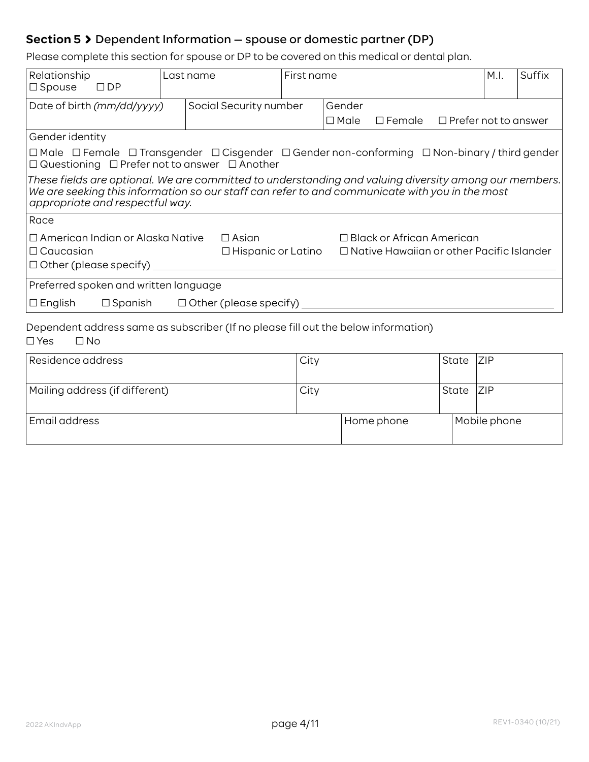## Section 5 › Dependent Information — spouse or domestic partner (DP)

Please complete this section for spouse or DP to be covered on this medical or dental plan.

| Relationship ☐ Spouse ☐ DP | Last name | First name | M.I. | Suffix |
|---|---|---|---|---|
| | | | | |

| Date of birth *(mm/dd/yyyy)* | Social Security number | Gender ☐ Male ☐ Female ☐ Prefer not to answer |
|---|---|---|
| | | |

Gender identity

☐ Male ☐ Female ☐ Transgender ☐ Cisgender ☐ Gender non-conforming ☐ Non-binary / third gender ☐ Questioning ☐ Prefer not to answer ☐ Another

*These fields are optional. We are committed to understanding and valuing diversity among our members. We are seeking this information so our staff can refer to and communicate with you in the most appropriate and respectful way.*

Race

☐ American Indian or Alaska Native ☐ Asian ☐ Black or African American
☐ Caucasian ☐ Hispanic or Latino ☐ Native Hawaiian or other Pacific Islander
☐ Other (please specify) ______________________________

Preferred spoken and written language

☐ English ☐ Spanish ☐ Other (please specify) ______________________________

Dependent address same as subscriber (If no please fill out the below information)
☐ Yes ☐ No

| Residence address | City | State | ZIP |
|---|---|---|---|
| Mailing address (if different) | City | State | ZIP |

| Email address | Home phone | Mobile phone |
|---|---|---|
| | | |

2022 AKIndvApp REV1-0340 (10/21)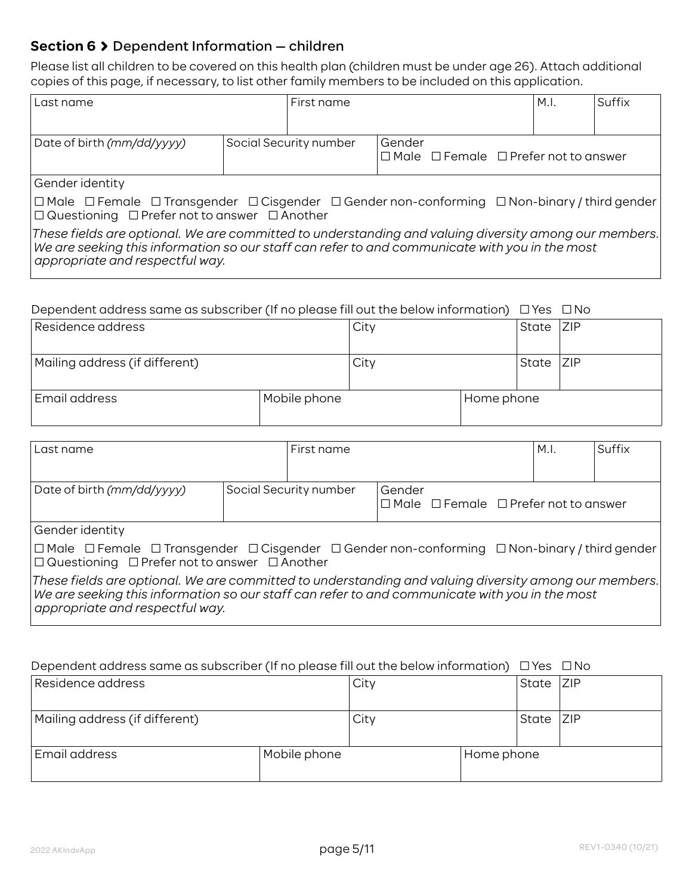## Section 6 › Dependent Information — children

Please list all children to be covered on this health plan (children must be under age 26). Attach additional copies of this page, if necessary, to list other family members to be included on this application.

| Last name | | First name | | M.I. | Suffix |
|---|---|---|---|---|---|
| Date of birth *(mm/dd/yyyy)* | Social Security number | | Gender ☐ Male ☐ Female ☐ Prefer not to answer | | |

Gender identity

☐ Male ☐ Female ☐ Transgender ☐ Cisgender ☐ Gender non-conforming ☐ Non-binary / third gender ☐ Questioning ☐ Prefer not to answer ☐ Another

*These fields are optional. We are committed to understanding and valuing diversity among our members. We are seeking this information so our staff can refer to and communicate with you in the most appropriate and respectful way.*

Dependent address same as subscriber (If no please fill out the below information) ☐ Yes ☐ No

| Residence address | | City | | State | ZIP |
|---|---|---|---|---|---|
| Mailing address (if different) | | City | | State | ZIP |
| Email address | Mobile phone | | Home phone | | |

| Last name | | First name | | M.I. | Suffix |
|---|---|---|---|---|---|
| Date of birth *(mm/dd/yyyy)* | Social Security number | | Gender ☐ Male ☐ Female ☐ Prefer not to answer | | |

Gender identity

☐ Male ☐ Female ☐ Transgender ☐ Cisgender ☐ Gender non-conforming ☐ Non-binary / third gender ☐ Questioning ☐ Prefer not to answer ☐ Another

*These fields are optional. We are committed to understanding and valuing diversity among our members. We are seeking this information so our staff can refer to and communicate with you in the most appropriate and respectful way.*

Dependent address same as subscriber (If no please fill out the below information) ☐ Yes ☐ No

| Residence address | | City | | State | ZIP |
|---|---|---|---|---|---|
| Mailing address (if different) | | City | | State | ZIP |
| Email address | Mobile phone | | Home phone | | |

2022 AKIndvApp REV1-0340 (10/21)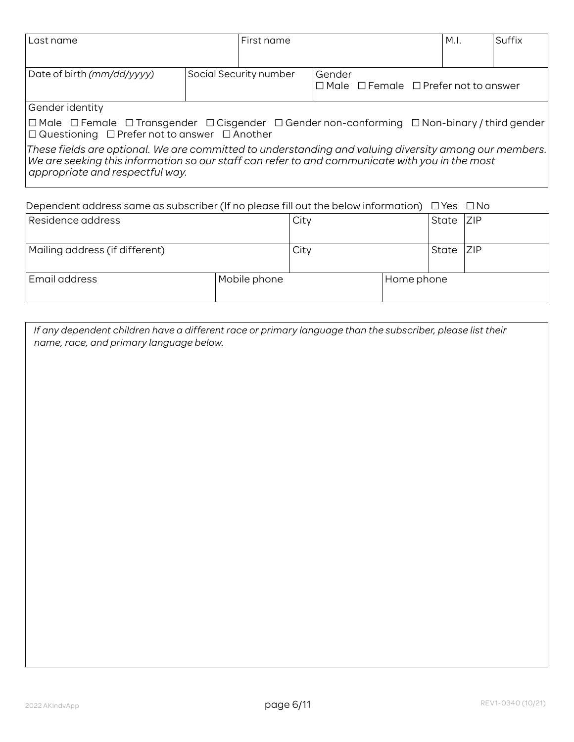| Last name | | First name | M.I. | Suffix |
|---|---|---|---|---|
| | | | | |

| Date of birth *(mm/dd/yyyy)* | Social Security number | Gender ☐ Male ☐ Female ☐ Prefer not to answer |
|---|---|---|
| | | |

Gender identity

☐ Male ☐ Female ☐ Transgender ☐ Cisgender ☐ Gender non-conforming ☐ Non-binary / third gender ☐ Questioning ☐ Prefer not to answer ☐ Another

*These fields are optional. We are committed to understanding and valuing diversity among our members. We are seeking this information so our staff can refer to and communicate with you in the most appropriate and respectful way.*

Dependent address same as subscriber (If no please fill out the below information) ☐ Yes ☐ No

| Residence address | City | State | ZIP |
|---|---|---|---|
| | | | |
| Mailing address (if different) | City | State | ZIP |
| | | | |

| Email address | Mobile phone | Home phone |
|---|---|---|
| | | |

*If any dependent children have a different race or primary language than the subscriber, please list their name, race, and primary language below.*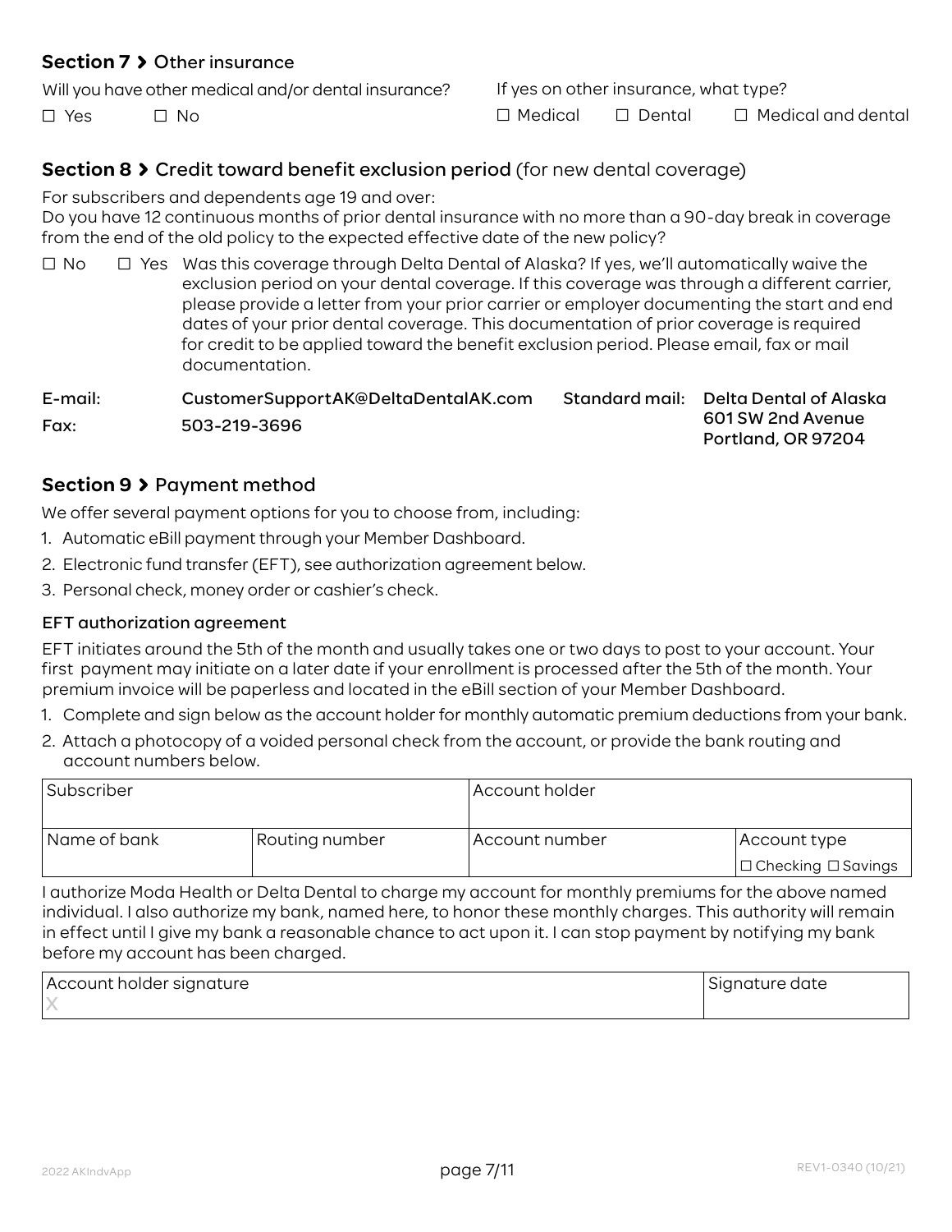## Section 7 › Other insurance

Will you have other medical and/or dental insurance?

☐ Yes ☐ No

If yes on other insurance, what type?

☐ Medical ☐ Dental ☐ Medical and dental

## Section 8 › Credit toward benefit exclusion period (for new dental coverage)

For subscribers and dependents age 19 and over:
Do you have 12 continuous months of prior dental insurance with no more than a 90-day break in coverage from the end of the old policy to the expected effective date of the new policy?

☐ No ☐ Yes Was this coverage through Delta Dental of Alaska? If yes, we'll automatically waive the exclusion period on your dental coverage. If this coverage was through a different carrier, please provide a letter from your prior carrier or employer documenting the start and end dates of your prior dental coverage. This documentation of prior coverage is required for credit to be applied toward the benefit exclusion period. Please email, fax or mail documentation.

**E-mail:** CustomerSupportAK@DeltaDentalAK.com

**Fax:** 503-219-3696

**Standard mail:** Delta Dental of Alaska
601 SW 2nd Avenue
Portland, OR 97204

## Section 9 › Payment method

We offer several payment options for you to choose from, including:

1. Automatic eBill payment through your Member Dashboard.
2. Electronic fund transfer (EFT), see authorization agreement below.
3. Personal check, money order or cashier's check.

### EFT authorization agreement

EFT initiates around the 5th of the month and usually takes one or two days to post to your account. Your first payment may initiate on a later date if your enrollment is processed after the 5th of the month. Your premium invoice will be paperless and located in the eBill section of your Member Dashboard.

1. Complete and sign below as the account holder for monthly automatic premium deductions from your bank.
2. Attach a photocopy of a voided personal check from the account, or provide the bank routing and account numbers below.

| Subscriber | | Account holder | |
|---|---|---|---|
| Name of bank | Routing number | Account number | Account type<br>☐ Checking ☐ Savings |

I authorize Moda Health or Delta Dental to charge my account for monthly premiums for the above named individual. I also authorize my bank, named here, to honor these monthly charges. This authority will remain in effect until I give my bank a reasonable chance to act upon it. I can stop payment by notifying my bank before my account has been charged.

| Account holder signature | Signature date |
|---|---|
| X | |

2022 AKIndvApp REV1-0340 (10/21)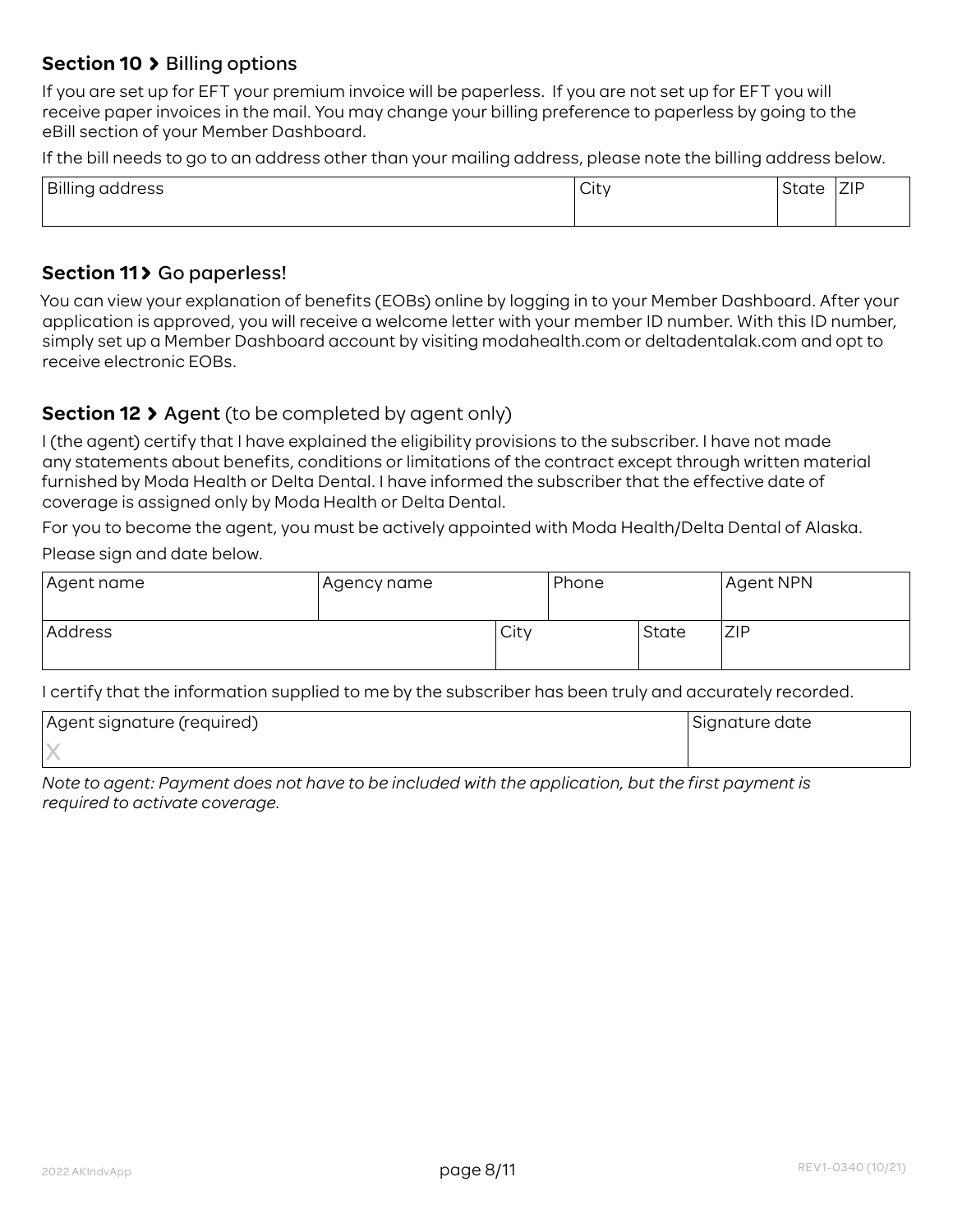## Section 10 › Billing options

If you are set up for EFT your premium invoice will be paperless. If you are not set up for EFT you will receive paper invoices in the mail. You may change your billing preference to paperless by going to the eBill section of your Member Dashboard.

If the bill needs to go to an address other than your mailing address, please note the billing address below.

| Billing address | City | State | ZIP |
|---|---|---|---|
| | | | |

## Section 11 › Go paperless!

You can view your explanation of benefits (EOBs) online by logging in to your Member Dashboard. After your application is approved, you will receive a welcome letter with your member ID number. With this ID number, simply set up a Member Dashboard account by visiting modahealth.com or deltadentalak.com and opt to receive electronic EOBs.

## Section 12 › Agent (to be completed by agent only)

I (the agent) certify that I have explained the eligibility provisions to the subscriber. I have not made any statements about benefits, conditions or limitations of the contract except through written material furnished by Moda Health or Delta Dental. I have informed the subscriber that the effective date of coverage is assigned only by Moda Health or Delta Dental.

For you to become the agent, you must be actively appointed with Moda Health/Delta Dental of Alaska.

Please sign and date below.

| Agent name | Agency name | Phone | Agent NPN |
|---|---|---|---|
| | | | |

| Address | City | State | ZIP |
|---|---|---|---|
| | | | |

I certify that the information supplied to me by the subscriber has been truly and accurately recorded.

| Agent signature (required) | Signature date |
|---|---|
| X | |

*Note to agent: Payment does not have to be included with the application, but the first payment is required to activate coverage.*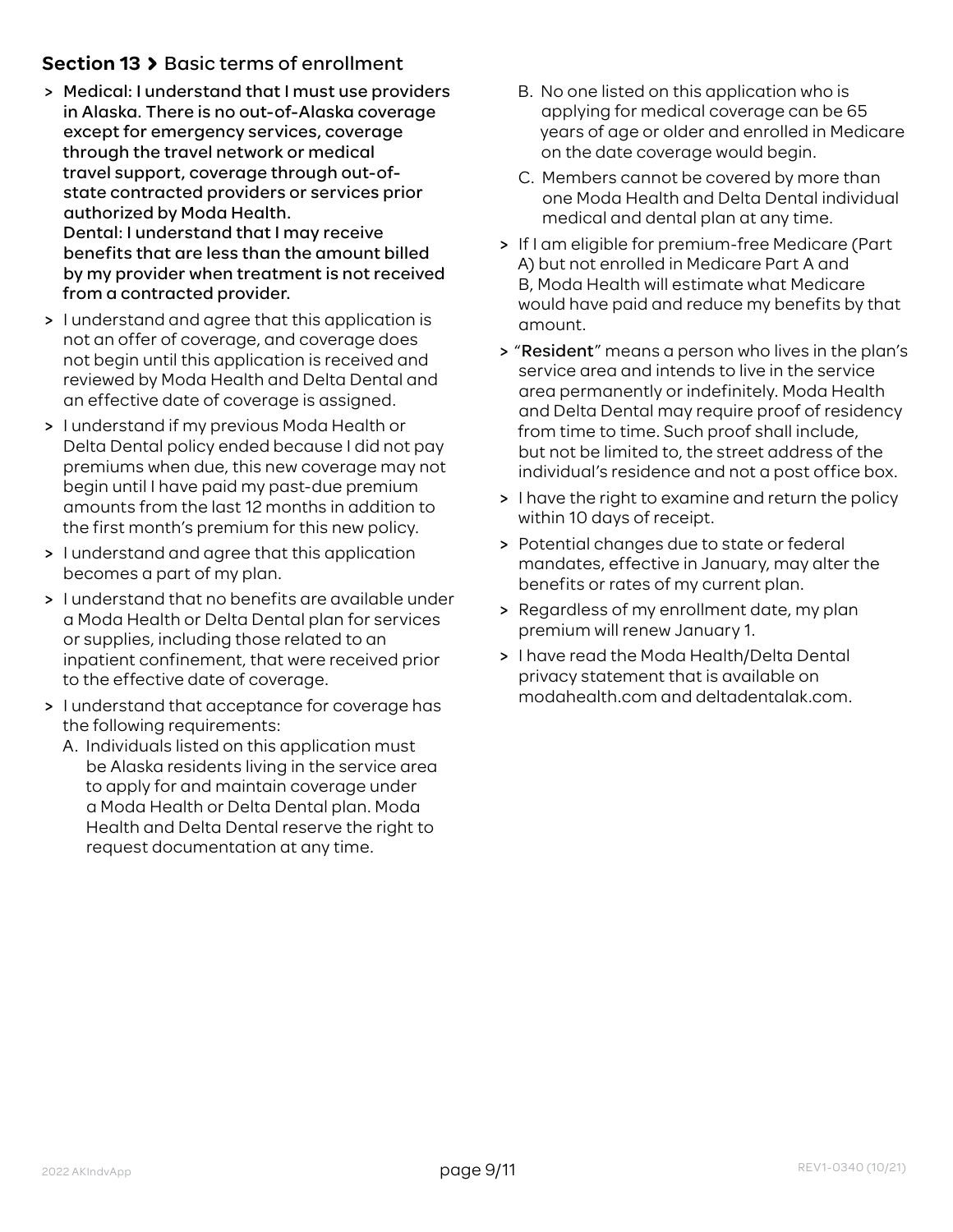## **Section 13** › Basic terms of enrollment

- **Medical: I understand that I must use providers in Alaska. There is no out-of-Alaska coverage except for emergency services, coverage through the travel network or medical travel support, coverage through out-of-state contracted providers or services prior authorized by Moda Health.**
  **Dental: I understand that I may receive benefits that are less than the amount billed by my provider when treatment is not received from a contracted provider.**
- I understand and agree that this application is not an offer of coverage, and coverage does not begin until this application is received and reviewed by Moda Health and Delta Dental and an effective date of coverage is assigned.
- I understand if my previous Moda Health or Delta Dental policy ended because I did not pay premiums when due, this new coverage may not begin until I have paid my past-due premium amounts from the last 12 months in addition to the first month's premium for this new policy.
- I understand and agree that this application becomes a part of my plan.
- I understand that no benefits are available under a Moda Health or Delta Dental plan for services or supplies, including those related to an inpatient confinement, that were received prior to the effective date of coverage.
- I understand that acceptance for coverage has the following requirements:
  A. Individuals listed on this application must be Alaska residents living in the service area to apply for and maintain coverage under a Moda Health or Delta Dental plan. Moda Health and Delta Dental reserve the right to request documentation at any time.
  B. No one listed on this application who is applying for medical coverage can be 65 years of age or older and enrolled in Medicare on the date coverage would begin.
  C. Members cannot be covered by more than one Moda Health and Delta Dental individual medical and dental plan at any time.
- If I am eligible for premium-free Medicare (Part A) but not enrolled in Medicare Part A and B, Moda Health will estimate what Medicare would have paid and reduce my benefits by that amount.
- "**Resident**" means a person who lives in the plan's service area and intends to live in the service area permanently or indefinitely. Moda Health and Delta Dental may require proof of residency from time to time. Such proof shall include, but not be limited to, the street address of the individual's residence and not a post office box.
- I have the right to examine and return the policy within 10 days of receipt.
- Potential changes due to state or federal mandates, effective in January, may alter the benefits or rates of my current plan.
- Regardless of my enrollment date, my plan premium will renew January 1.
- I have read the Moda Health/Delta Dental privacy statement that is available on modahealth.com and deltadentalak.com.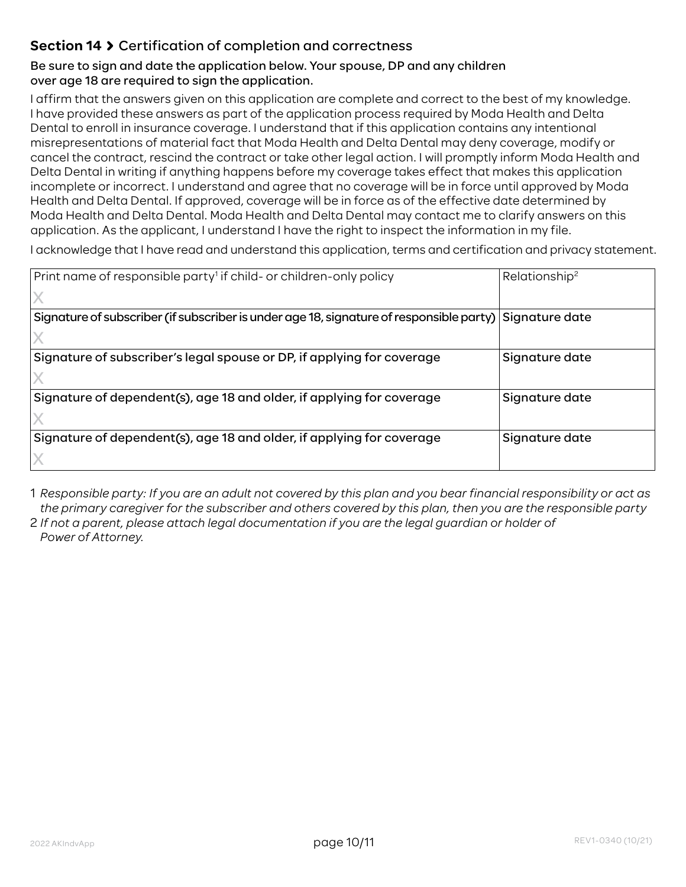## Section 14 › Certification of completion and correctness

**Be sure to sign and date the application below. Your spouse, DP and any children over age 18 are required to sign the application.**

I affirm that the answers given on this application are complete and correct to the best of my knowledge. I have provided these answers as part of the application process required by Moda Health and Delta Dental to enroll in insurance coverage. I understand that if this application contains any intentional misrepresentations of material fact that Moda Health and Delta Dental may deny coverage, modify or cancel the contract, rescind the contract or take other legal action. I will promptly inform Moda Health and Delta Dental in writing if anything happens before my coverage takes effect that makes this application incomplete or incorrect. I understand and agree that no coverage will be in force until approved by Moda Health and Delta Dental. If approved, coverage will be in force as of the effective date determined by Moda Health and Delta Dental. Moda Health and Delta Dental may contact me to clarify answers on this application. As the applicant, I understand I have the right to inspect the information in my file.

I acknowledge that I have read and understand this application, terms and certification and privacy statement.

| Print name of responsible party[1] if child- or children-only policy | Relationship[2] |
|---|---|
| X | |
| **Signature of subscriber (if subscriber is under age 18, signature of responsible party)** | **Signature date** |
| X | |
| **Signature of subscriber's legal spouse or DP, if applying for coverage** | **Signature date** |
| X | |
| **Signature of dependent(s), age 18 and older, if applying for coverage** | **Signature date** |
| X | |
| **Signature of dependent(s), age 18 and older, if applying for coverage** | **Signature date** |
| X | |

1 *Responsible party: If you are an adult not covered by this plan and you bear financial responsibility or act as the primary caregiver for the subscriber and others covered by this plan, then you are the responsible party*

2 *If not a parent, please attach legal documentation if you are the legal guardian or holder of Power of Attorney.*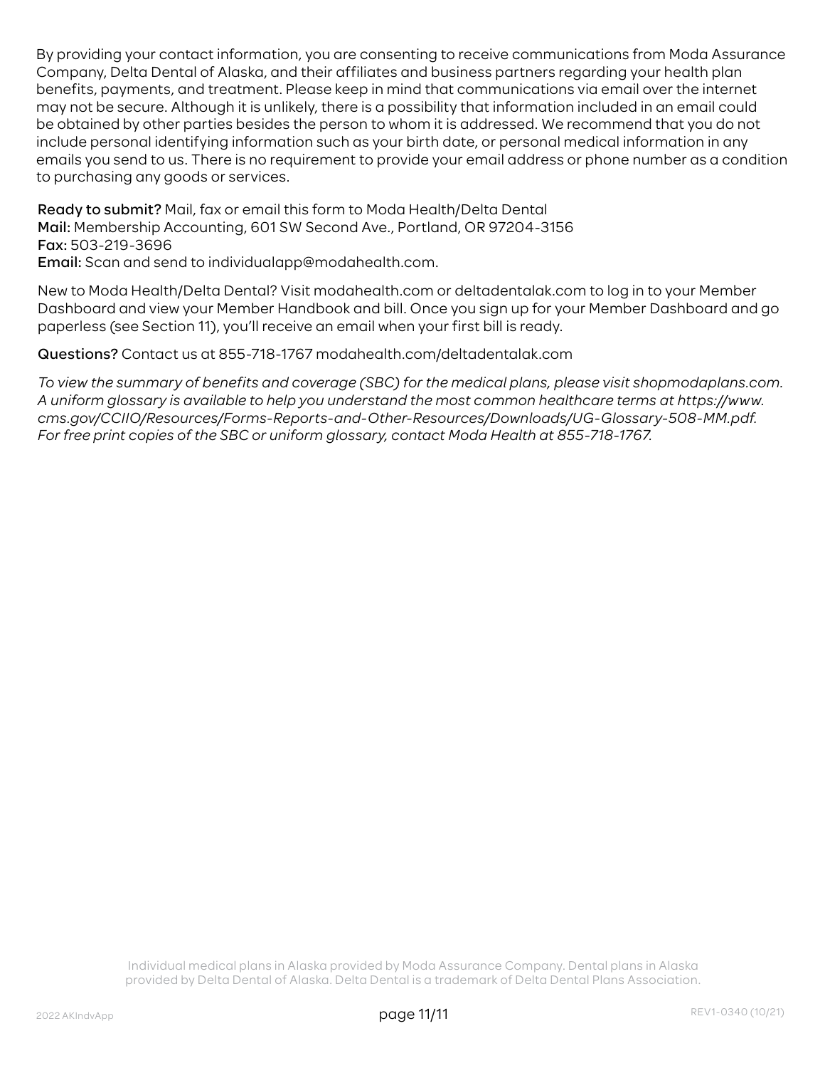By providing your contact information, you are consenting to receive communications from Moda Assurance Company, Delta Dental of Alaska, and their affiliates and business partners regarding your health plan benefits, payments, and treatment. Please keep in mind that communications via email over the internet may not be secure. Although it is unlikely, there is a possibility that information included in an email could be obtained by other parties besides the person to whom it is addressed. We recommend that you do not include personal identifying information such as your birth date, or personal medical information in any emails you send to us. There is no requirement to provide your email address or phone number as a condition to purchasing any goods or services.

**Ready to submit?** Mail, fax or email this form to Moda Health/Delta Dental
**Mail:** Membership Accounting, 601 SW Second Ave., Portland, OR 97204-3156
**Fax:** 503-219-3696
**Email:** Scan and send to individualapp@modahealth.com.

New to Moda Health/Delta Dental? Visit modahealth.com or deltadentalak.com to log in to your Member Dashboard and view your Member Handbook and bill. Once you sign up for your Member Dashboard and go paperless (see Section 11), you'll receive an email when your first bill is ready.

**Questions?** Contact us at 855-718-1767 modahealth.com/deltadentalak.com

*To view the summary of benefits and coverage (SBC) for the medical plans, please visit shopmodaplans.com. A uniform glossary is available to help you understand the most common healthcare terms at https://www.cms.gov/CCIIO/Resources/Forms-Reports-and-Other-Resources/Downloads/UG-Glossary-508-MM.pdf. For free print copies of the SBC or uniform glossary, contact Moda Health at 855-718-1767.*

Individual medical plans in Alaska provided by Moda Assurance Company. Dental plans in Alaska provided by Delta Dental of Alaska. Delta Dental is a trademark of Delta Dental Plans Association.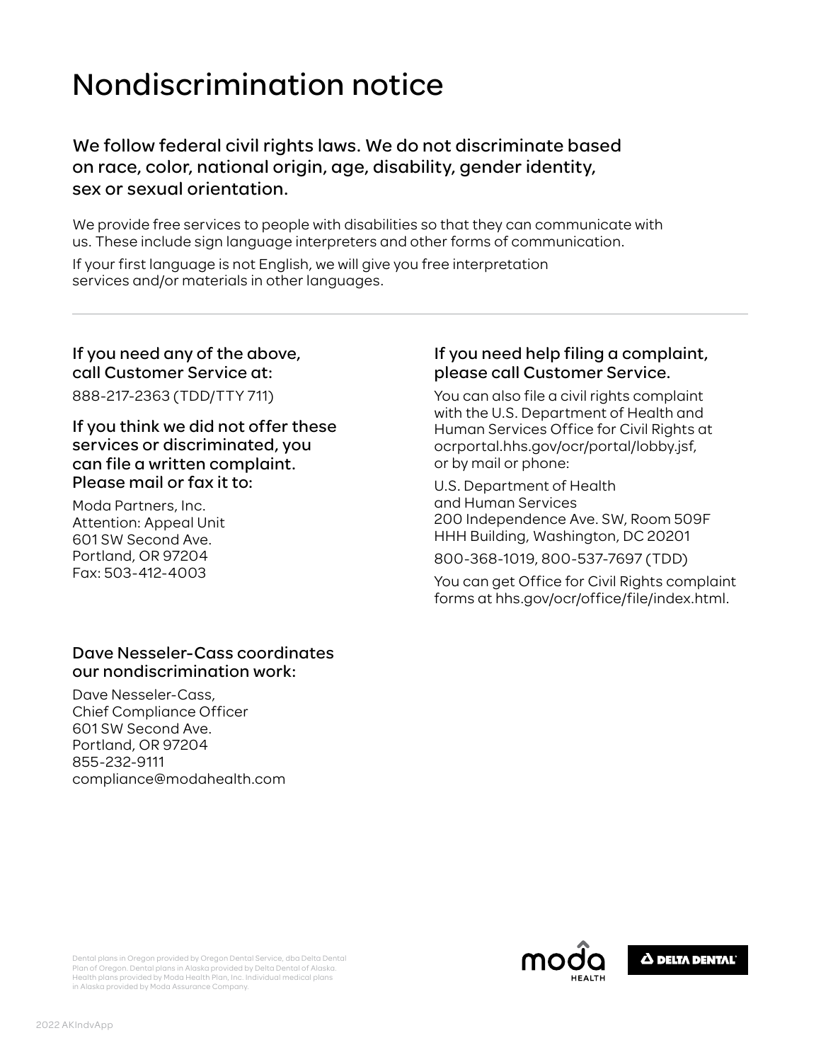# Nondiscrimination notice

### We follow federal civil rights laws. We do not discriminate based on race, color, national origin, age, disability, gender identity, sex or sexual orientation.

We provide free services to people with disabilities so that they can communicate with us. These include sign language interpreters and other forms of communication.

If your first language is not English, we will give you free interpretation services and/or materials in other languages.

---

### If you need any of the above, call Customer Service at:

888-217-2363 (TDD/TTY 711)

### If you think we did not offer these services or discriminated, you can file a written complaint. Please mail or fax it to:

Moda Partners, Inc.
Attention: Appeal Unit
601 SW Second Ave.
Portland, OR 97204
Fax: 503-412-4003

### If you need help filing a complaint, please call Customer Service.

You can also file a civil rights complaint with the U.S. Department of Health and Human Services Office for Civil Rights at ocrportal.hhs.gov/ocr/portal/lobby.jsf, or by mail or phone:

U.S. Department of Health
and Human Services
200 Independence Ave. SW, Room 509F
HHH Building, Washington, DC 20201

800-368-1019, 800-537-7697 (TDD)

You can get Office for Civil Rights complaint forms at hhs.gov/ocr/office/file/index.html.

### Dave Nesseler-Cass coordinates our nondiscrimination work:

Dave Nesseler-Cass,
Chief Compliance Officer
601 SW Second Ave.
Portland, OR 97204
855-232-9111
compliance@modahealth.com

Dental plans in Oregon provided by Oregon Dental Service, dba Delta Dental Plan of Oregon. Dental plans in Alaska provided by Delta Dental of Alaska. Health plans provided by Moda Health Plan, Inc. Individual medical plans in Alaska provided by Moda Assurance Company.

2022 AKIndvApp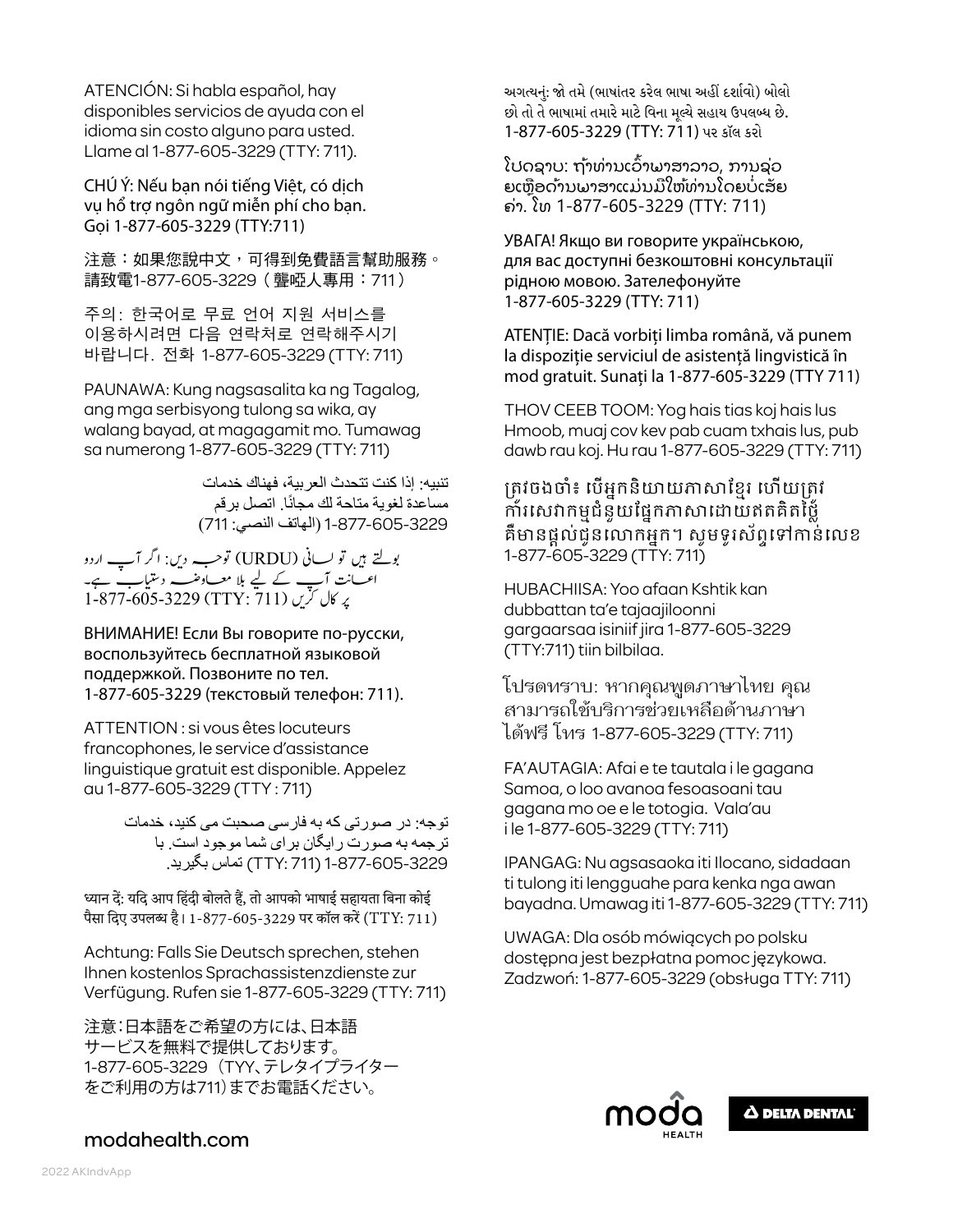ATENCIÓN: Si habla español, hay disponibles servicios de ayuda con el idioma sin costo alguno para usted. Llame al 1-877-605-3229 (TTY: 711).

CHÚ Ý: Nếu bạn nói tiếng Việt, có dịch vụ hổ trợ ngôn ngữ miễn phí cho bạn. Gọi 1-877-605-3229 (TTY:711)

注意：如果您說中文，可得到免費語言幫助服務。請致電1-877-605-3229（聾啞人專用：711）

주의: 한국어로 무료 언어 지원 서비스를 이용하시려면 다음 연락처로 연락해주시기 바랍니다. 전화 1-877-605-3229 (TTY: 711)

PAUNAWA: Kung nagsasalita ka ng Tagalog, ang mga serbisyong tulong sa wika, ay walang bayad, at magagamit mo. Tumawag sa numerong 1-877-605-3229 (TTY: 711)

تنبيه: إذا كنت تتحدث العربية، فهناك خدمات مساعدة لغوية متاحة لك مجانًا. اتصل برقم 1-877-605-3229 (الهاتف النصي: 711)

توجہ دیں: اگر آپ اردو (URDU) بولتے ہیں تو لسانی اعانت آپ کے لیے بلا معاوضہ دستیاب ہے۔ 1-877-605-3229 (TTY: 711) پر کال کریں

ВНИМАНИЕ! Если Вы говорите по-русски, воспользуйтесь бесплатной языковой поддержкой. Позвоните по тел. 1-877-605-3229 (текстовый телефон: 711).

ATTENTION : si vous êtes locuteurs francophones, le service d'assistance linguistique gratuit est disponible. Appelez au 1-877-605-3229 (TTY : 711)

توجه: در صورتی که به فارسی صحبت می کنید، خدمات ترجمه به صورت رایگان برای شما موجود است. با 1-877-605-3229 (TTY: 711) تماس بگیرید.

ध्यान दें: यदि आप हिंदी बोलते हैं, तो आपको भाषाई सहायता बिना कोई पैसा दिए उपलब्ध है। 1-877-605-3229 पर कॉल करें (TTY: 711)

Achtung: Falls Sie Deutsch sprechen, stehen Ihnen kostenlos Sprachassistenzdienste zur Verfügung. Rufen sie 1-877-605-3229 (TTY: 711)

注意：日本語をご希望の方には、日本語サービスを無料で提供しております。1-877-605-3229（TYY、テレタイプライターをご利用の方は711）までお電話ください。

અગત્યનું: જો તમે (ભાષાંતર કરેલ ભાષા અહીં દર્શાવો) બોલો છો તો તે ભાષામાં તમારે માટે વિના મૂલ્યે સહાય ઉપલબ્ધ છે. 1-877-605-3229 (TTY: 711) પર કૉલ કરો

ໂປດຊາບ: ຖ້າທ່ານເວົ້າພາສາລາວ, ການຊ່ວຍເຫຼືອດ້ານພາສາແມ່ນມີໃຫ້ທ່ານໂດຍບໍ່ເສັຍຄ່າ. ໂທ 1-877-605-3229 (TTY: 711)

УВАГА! Якщо ви говорите українською, для вас доступні безкоштовні консультації рідною мовою. Зателефонуйте 1-877-605-3229 (TTY: 711)

ATENȚIE: Dacă vorbiți limba română, vă punem la dispoziție serviciul de asistență lingvistică în mod gratuit. Sunați la 1-877-605-3229 (TTY 711)

THOV CEEB TOOM: Yog hais tias koj hais lus Hmoob, muaj cov kev pab cuam txhais lus, pub dawb rau koj. Hu rau 1-877-605-3229 (TTY: 711)

ត្រូវចងចាំ៖ បើអ្នកនិយាយភាសាខ្មែរ ហើយត្រូវការសេវាកម្មជំនួយផ្នែកភាសាដោយឥតគិតថ្លៃ គឺមានផ្តល់ជូនលោកអ្នក។ សូមទូរស័ព្ទទៅកាន់លេខ 1-877-605-3229 (TTY: 711)

HUBACHIISA: Yoo afaan Kshtik kan dubbattan ta'e tajaajiloonni gargaarsaa isiniif jira 1-877-605-3229 (TTY:711) tiin bilbilaa.

โปรดทราบ: หากคุณพูดภาษาไทย คุณสามารถใช้บริการช่วยเหลือด้านภาษาได้ฟรี โทร 1-877-605-3229 (TTY: 711)

FA'AUTAGIA: Afai e te tautala i le gagana Samoa, o loo avanoa fesoasoani tau gagana mo oe e le totogia. Vala'au i le 1-877-605-3229 (TTY: 711)

IPANGAG: Nu agsasaoka iti Ilocano, sidadaan ti tulong iti lengguahe para kenka nga awan bayadna. Umawag iti 1-877-605-3229 (TTY: 711)

UWAGA: Dla osób mówiących po polsku dostępna jest bezpłatna pomoc językowa. Zadzwoń: 1-877-605-3229 (obsługa TTY: 711)

modahealth.com

moda HEALTH

DELTA DENTAL

2022 AKIndvApp